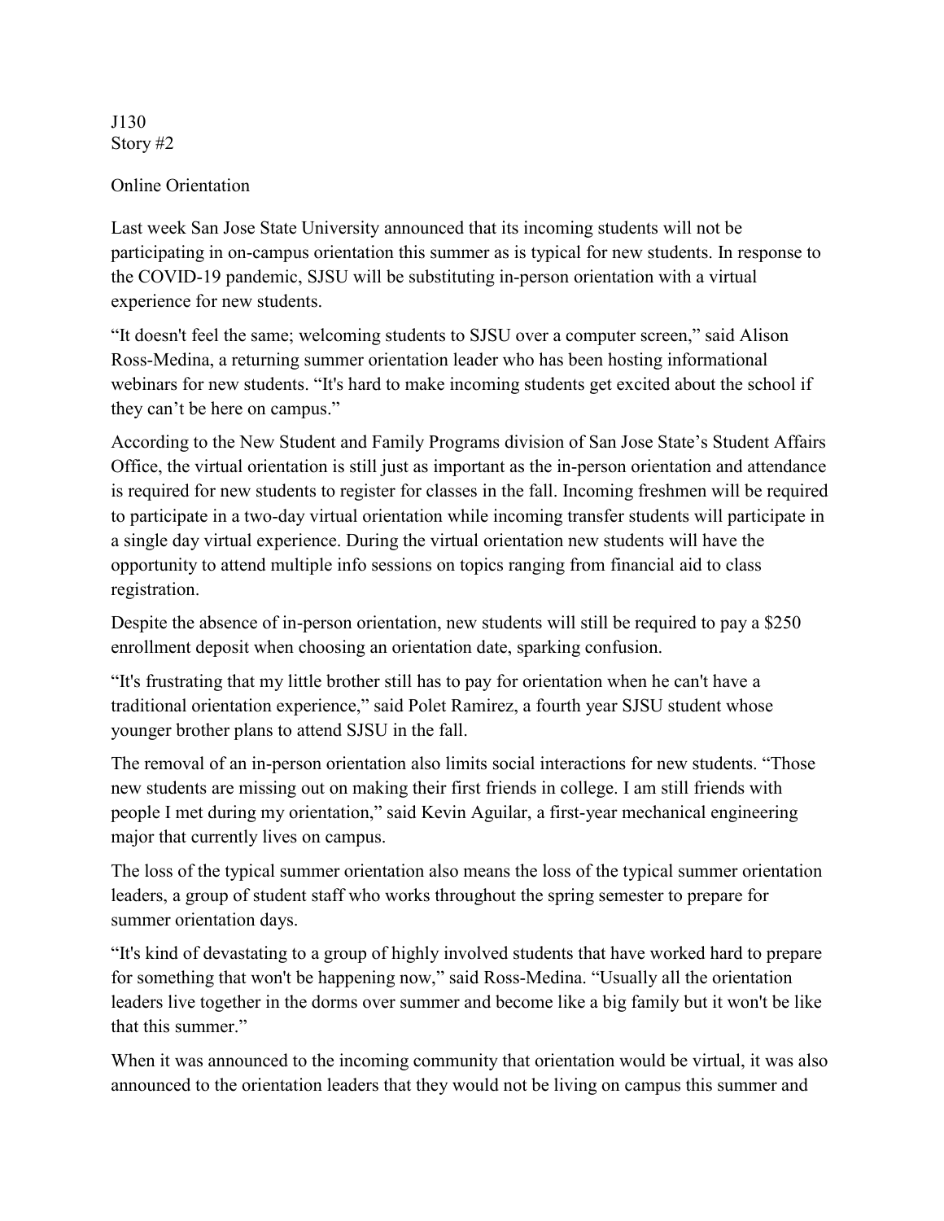J130
Story #2

Online Orientation

Last week San Jose State University announced that its incoming students will not be participating in on-campus orientation this summer as is typical for new students. In response to the COVID-19 pandemic, SJSU will be substituting in-person orientation with a virtual experience for new students.

"It doesn't feel the same; welcoming students to SJSU over a computer screen," said Alison Ross-Medina, a returning summer orientation leader who has been hosting informational webinars for new students. "It's hard to make incoming students get excited about the school if they can't be here on campus."

According to the New Student and Family Programs division of San Jose State's Student Affairs Office, the virtual orientation is still just as important as the in-person orientation and attendance is required for new students to register for classes in the fall. Incoming freshmen will be required to participate in a two-day virtual orientation while incoming transfer students will participate in a single day virtual experience. During the virtual orientation new students will have the opportunity to attend multiple info sessions on topics ranging from financial aid to class registration.

Despite the absence of in-person orientation, new students will still be required to pay a $250 enrollment deposit when choosing an orientation date, sparking confusion.

"It's frustrating that my little brother still has to pay for orientation when he can't have a traditional orientation experience," said Polet Ramirez, a fourth year SJSU student whose younger brother plans to attend SJSU in the fall.

The removal of an in-person orientation also limits social interactions for new students. "Those new students are missing out on making their first friends in college. I am still friends with people I met during my orientation," said Kevin Aguilar, a first-year mechanical engineering major that currently lives on campus.

The loss of the typical summer orientation also means the loss of the typical summer orientation leaders, a group of student staff who works throughout the spring semester to prepare for summer orientation days.

"It's kind of devastating to a group of highly involved students that have worked hard to prepare for something that won't be happening now," said Ross-Medina. "Usually all the orientation leaders live together in the dorms over summer and become like a big family but it won't be like that this summer."

When it was announced to the incoming community that orientation would be virtual, it was also announced to the orientation leaders that they would not be living on campus this summer and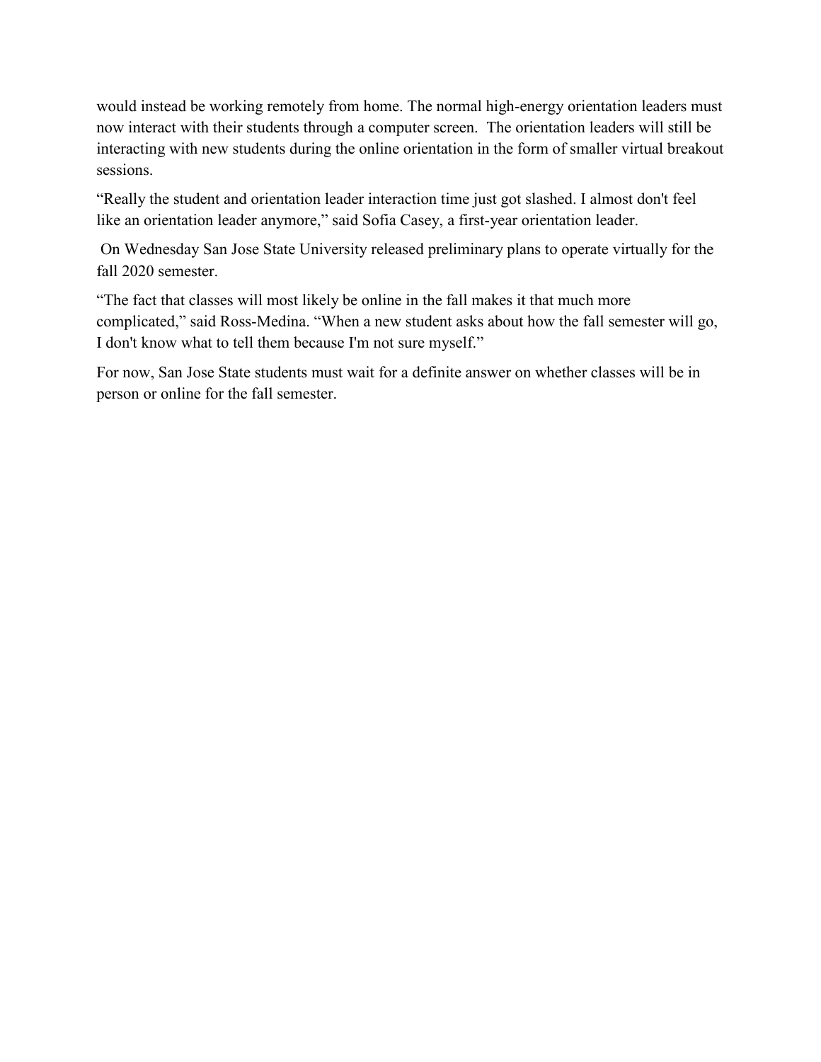would instead be working remotely from home. The normal high-energy orientation leaders must now interact with their students through a computer screen. The orientation leaders will still be interacting with new students during the online orientation in the form of smaller virtual breakout sessions.

"Really the student and orientation leader interaction time just got slashed. I almost don't feel like an orientation leader anymore," said Sofia Casey, a first-year orientation leader.

On Wednesday San Jose State University released preliminary plans to operate virtually for the fall 2020 semester.

"The fact that classes will most likely be online in the fall makes it that much more complicated," said Ross-Medina. "When a new student asks about how the fall semester will go, I don't know what to tell them because I'm not sure myself."

For now, San Jose State students must wait for a definite answer on whether classes will be in person or online for the fall semester.